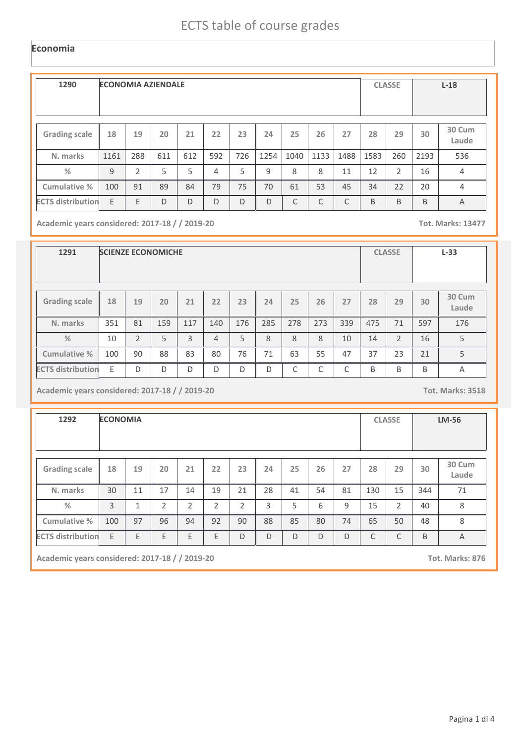# ECTS table of course grades

## Economia

| 1290 | ECONOMIA AZIENDALE | | | | | | | | | | CLASSE | | L-18 |
|---|---|---|---|---|---|---|---|---|---|---|---|---|---|
| **Grading scale** | **18** | **19** | **20** | **21** | **22** | **23** | **24** | **25** | **26** | **27** | **28** | **29** | **30** | **30 Cum Laude** |
| **N. marks** | 1161 | 288 | 611 | 612 | 592 | 726 | 1254 | 1040 | 1133 | 1488 | 1583 | 260 | 2193 | 536 |
| **%** | 9 | 2 | 5 | 5 | 4 | 5 | 9 | 8 | 8 | 11 | 12 | 2 | 16 | 4 |
| **Cumulative %** | 100 | 91 | 89 | 84 | 79 | 75 | 70 | 61 | 53 | 45 | 34 | 22 | 20 | 4 |
| **ECTS distribution** | E | E | D | D | D | D | D | C | C | C | B | B | B | A |

**Academic years considered: 2017-18 / / 2019-20** **Tot. Marks: 13477**

| 1291 | SCIENZE ECONOMICHE | | | | | | | | | | CLASSE | | L-33 |
|---|---|---|---|---|---|---|---|---|---|---|---|---|---|
| **Grading scale** | **18** | **19** | **20** | **21** | **22** | **23** | **24** | **25** | **26** | **27** | **28** | **29** | **30** | **30 Cum Laude** |
| **N. marks** | 351 | 81 | 159 | 117 | 140 | 176 | 285 | 278 | 273 | 339 | 475 | 71 | 597 | 176 |
| **%** | 10 | 2 | 5 | 3 | 4 | 5 | 8 | 8 | 8 | 10 | 14 | 2 | 16 | 5 |
| **Cumulative %** | 100 | 90 | 88 | 83 | 80 | 76 | 71 | 63 | 55 | 47 | 37 | 23 | 21 | 5 |
| **ECTS distribution** | E | D | D | D | D | D | D | C | C | C | B | B | B | A |

**Academic years considered: 2017-18 / / 2019-20** **Tot. Marks: 3518**

| 1292 | ECONOMIA | | | | | | | | | | CLASSE | | LM-56 |
|---|---|---|---|---|---|---|---|---|---|---|---|---|---|
| **Grading scale** | **18** | **19** | **20** | **21** | **22** | **23** | **24** | **25** | **26** | **27** | **28** | **29** | **30** | **30 Cum Laude** |
| **N. marks** | 30 | 11 | 17 | 14 | 19 | 21 | 28 | 41 | 54 | 81 | 130 | 15 | 344 | 71 |
| **%** | 3 | 1 | 2 | 2 | 2 | 2 | 3 | 5 | 6 | 9 | 15 | 2 | 40 | 8 |
| **Cumulative %** | 100 | 97 | 96 | 94 | 92 | 90 | 88 | 85 | 80 | 74 | 65 | 50 | 48 | 8 |
| **ECTS distribution** | E | E | E | E | E | D | D | D | D | D | C | C | B | A |

**Academic years considered: 2017-18 / / 2019-20** **Tot. Marks: 876**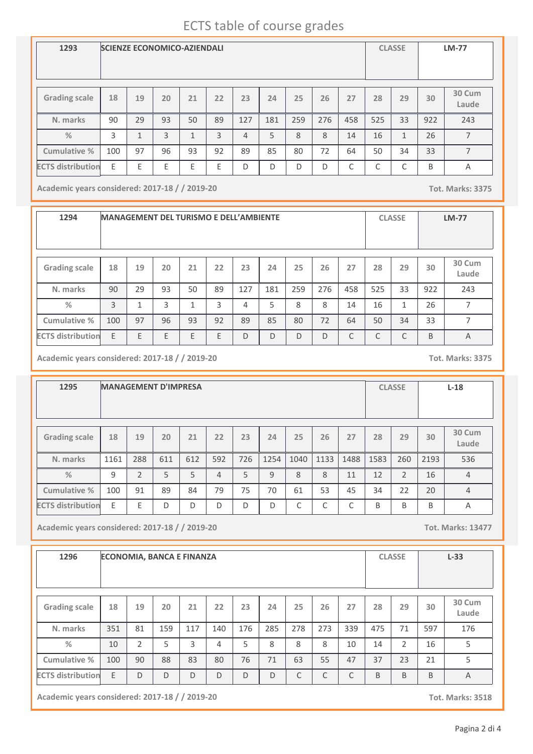# ECTS table of course grades

| 1293 | SCIENZE ECONOMICO-AZIENDALI | | | | | | | | | | CLASSE | | LM-77 |
|---|---|---|---|---|---|---|---|---|---|---|---|---|---|
| **Grading scale** | 18 | 19 | 20 | 21 | 22 | 23 | 24 | 25 | 26 | 27 | 28 | 29 | 30 | 30 Cum Laude |
| **N. marks** | 90 | 29 | 93 | 50 | 89 | 127 | 181 | 259 | 276 | 458 | 525 | 33 | 922 | 243 |
| **%** | 3 | 1 | 3 | 1 | 3 | 4 | 5 | 8 | 8 | 14 | 16 | 1 | 26 | 7 |
| **Cumulative %** | 100 | 97 | 96 | 93 | 92 | 89 | 85 | 80 | 72 | 64 | 50 | 34 | 33 | 7 |
| **ECTS distribution** | E | E | E | E | E | D | D | D | D | C | C | C | B | A |

**Academic years considered: 2017-18 / / 2019-20** **Tot. Marks: 3375**

| 1294 | MANAGEMENT DEL TURISMO E DELL'AMBIENTE | | | | | | | | | | CLASSE | | LM-77 |
|---|---|---|---|---|---|---|---|---|---|---|---|---|---|
| **Grading scale** | 18 | 19 | 20 | 21 | 22 | 23 | 24 | 25 | 26 | 27 | 28 | 29 | 30 | 30 Cum Laude |
| **N. marks** | 90 | 29 | 93 | 50 | 89 | 127 | 181 | 259 | 276 | 458 | 525 | 33 | 922 | 243 |
| **%** | 3 | 1 | 3 | 1 | 3 | 4 | 5 | 8 | 8 | 14 | 16 | 1 | 26 | 7 |
| **Cumulative %** | 100 | 97 | 96 | 93 | 92 | 89 | 85 | 80 | 72 | 64 | 50 | 34 | 33 | 7 |
| **ECTS distribution** | E | E | E | E | E | D | D | D | D | C | C | C | B | A |

**Academic years considered: 2017-18 / / 2019-20** **Tot. Marks: 3375**

| 1295 | MANAGEMENT D'IMPRESA | | | | | | | | | | CLASSE | | L-18 |
|---|---|---|---|---|---|---|---|---|---|---|---|---|---|
| **Grading scale** | 18 | 19 | 20 | 21 | 22 | 23 | 24 | 25 | 26 | 27 | 28 | 29 | 30 | 30 Cum Laude |
| **N. marks** | 1161 | 288 | 611 | 612 | 592 | 726 | 1254 | 1040 | 1133 | 1488 | 1583 | 260 | 2193 | 536 |
| **%** | 9 | 2 | 5 | 5 | 4 | 5 | 9 | 8 | 8 | 11 | 12 | 2 | 16 | 4 |
| **Cumulative %** | 100 | 91 | 89 | 84 | 79 | 75 | 70 | 61 | 53 | 45 | 34 | 22 | 20 | 4 |
| **ECTS distribution** | E | E | D | D | D | D | D | C | C | C | B | B | B | A |

**Academic years considered: 2017-18 / / 2019-20** **Tot. Marks: 13477**

| 1296 | ECONOMIA, BANCA E FINANZA | | | | | | | | | | CLASSE | | L-33 |
|---|---|---|---|---|---|---|---|---|---|---|---|---|---|
| **Grading scale** | 18 | 19 | 20 | 21 | 22 | 23 | 24 | 25 | 26 | 27 | 28 | 29 | 30 | 30 Cum Laude |
| **N. marks** | 351 | 81 | 159 | 117 | 140 | 176 | 285 | 278 | 273 | 339 | 475 | 71 | 597 | 176 |
| **%** | 10 | 2 | 5 | 3 | 4 | 5 | 8 | 8 | 8 | 10 | 14 | 2 | 16 | 5 |
| **Cumulative %** | 100 | 90 | 88 | 83 | 80 | 76 | 71 | 63 | 55 | 47 | 37 | 23 | 21 | 5 |
| **ECTS distribution** | E | D | D | D | D | D | D | C | C | C | B | B | B | A |

**Academic years considered: 2017-18 / / 2019-20** **Tot. Marks: 3518**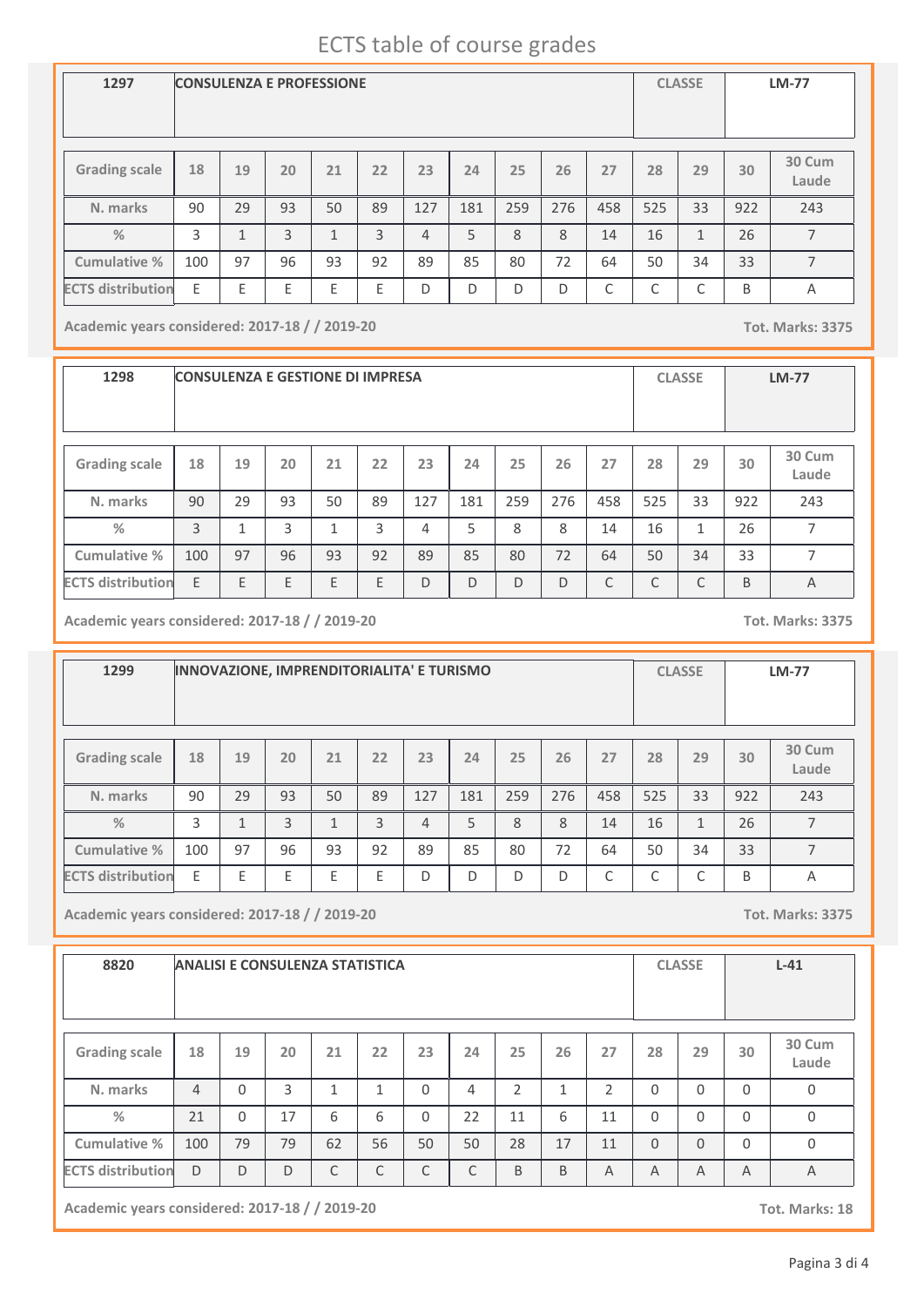# ECTS table of course grades

| 1297 | CONSULENZA E PROFESSIONE | CLASSE | LM-77 |
|---|---|---|---|

| Grading scale | 18 | 19 | 20 | 21 | 22 | 23 | 24 | 25 | 26 | 27 | 28 | 29 | 30 | 30 Cum Laude |
|---|---|---|---|---|---|---|---|---|---|---|---|---|---|---|
| N. marks | 90 | 29 | 93 | 50 | 89 | 127 | 181 | 259 | 276 | 458 | 525 | 33 | 922 | 243 |
| % | 3 | 1 | 3 | 1 | 3 | 4 | 5 | 8 | 8 | 14 | 16 | 1 | 26 | 7 |
| Cumulative % | 100 | 97 | 96 | 93 | 92 | 89 | 85 | 80 | 72 | 64 | 50 | 34 | 33 | 7 |
| ECTS distribution | E | E | E | E | E | D | D | D | D | C | C | C | B | A |

Academic years considered: 2017-18 / / 2019-20 — Tot. Marks: 3375

| 1298 | CONSULENZA E GESTIONE DI IMPRESA | CLASSE | LM-77 |
|---|---|---|---|

| Grading scale | 18 | 19 | 20 | 21 | 22 | 23 | 24 | 25 | 26 | 27 | 28 | 29 | 30 | 30 Cum Laude |
|---|---|---|---|---|---|---|---|---|---|---|---|---|---|---|
| N. marks | 90 | 29 | 93 | 50 | 89 | 127 | 181 | 259 | 276 | 458 | 525 | 33 | 922 | 243 |
| % | 3 | 1 | 3 | 1 | 3 | 4 | 5 | 8 | 8 | 14 | 16 | 1 | 26 | 7 |
| Cumulative % | 100 | 97 | 96 | 93 | 92 | 89 | 85 | 80 | 72 | 64 | 50 | 34 | 33 | 7 |
| ECTS distribution | E | E | E | E | E | D | D | D | D | C | C | C | B | A |

Academic years considered: 2017-18 / / 2019-20 — Tot. Marks: 3375

| 1299 | INNOVAZIONE, IMPRENDITORIALITA' E TURISMO | CLASSE | LM-77 |
|---|---|---|---|

| Grading scale | 18 | 19 | 20 | 21 | 22 | 23 | 24 | 25 | 26 | 27 | 28 | 29 | 30 | 30 Cum Laude |
|---|---|---|---|---|---|---|---|---|---|---|---|---|---|---|
| N. marks | 90 | 29 | 93 | 50 | 89 | 127 | 181 | 259 | 276 | 458 | 525 | 33 | 922 | 243 |
| % | 3 | 1 | 3 | 1 | 3 | 4 | 5 | 8 | 8 | 14 | 16 | 1 | 26 | 7 |
| Cumulative % | 100 | 97 | 96 | 93 | 92 | 89 | 85 | 80 | 72 | 64 | 50 | 34 | 33 | 7 |
| ECTS distribution | E | E | E | E | E | D | D | D | D | C | C | C | B | A |

Academic years considered: 2017-18 / / 2019-20 — Tot. Marks: 3375

| 8820 | ANALISI E CONSULENZA STATISTICA | CLASSE | L-41 |
|---|---|---|---|

| Grading scale | 18 | 19 | 20 | 21 | 22 | 23 | 24 | 25 | 26 | 27 | 28 | 29 | 30 | 30 Cum Laude |
|---|---|---|---|---|---|---|---|---|---|---|---|---|---|---|
| N. marks | 4 | 0 | 3 | 1 | 1 | 0 | 4 | 2 | 1 | 2 | 0 | 0 | 0 | 0 |
| % | 21 | 0 | 17 | 6 | 6 | 0 | 22 | 11 | 6 | 11 | 0 | 0 | 0 | 0 |
| Cumulative % | 100 | 79 | 79 | 62 | 56 | 50 | 50 | 28 | 17 | 11 | 0 | 0 | 0 | 0 |
| ECTS distribution | D | D | D | C | C | C | C | B | B | A | A | A | A | A |

Academic years considered: 2017-18 / / 2019-20 — Tot. Marks: 18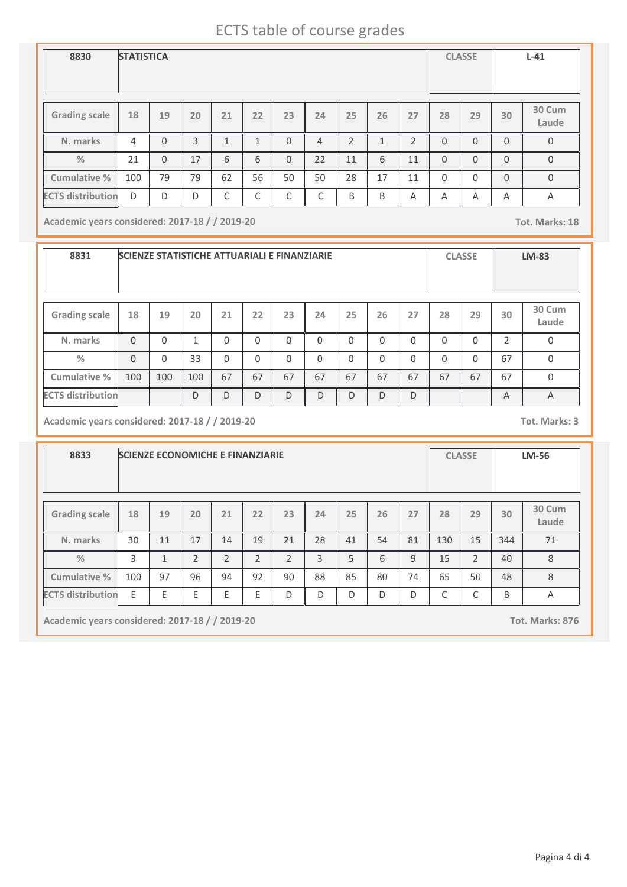# ECTS table of course grades

| 8830 | STATISTICA | CLASSE | L-41 |
|---|---|---|---|

| Grading scale | 18 | 19 | 20 | 21 | 22 | 23 | 24 | 25 | 26 | 27 | 28 | 29 | 30 | 30 Cum Laude |
|---|---|---|---|---|---|---|---|---|---|---|---|---|---|---|
| N. marks | 4 | 0 | 3 | 1 | 1 | 0 | 4 | 2 | 1 | 2 | 0 | 0 | 0 | 0 |
| % | 21 | 0 | 17 | 6 | 6 | 0 | 22 | 11 | 6 | 11 | 0 | 0 | 0 | 0 |
| Cumulative % | 100 | 79 | 79 | 62 | 56 | 50 | 50 | 28 | 17 | 11 | 0 | 0 | 0 | 0 |
| ECTS distribution | D | D | D | C | C | C | C | B | B | A | A | A | A | A |

Academic years considered: 2017-18 / / 2019-20

Tot. Marks: 18

| 8831 | SCIENZE STATISTICHE ATTUARIALI E FINANZIARIE | CLASSE | LM-83 |
|---|---|---|---|

| Grading scale | 18 | 19 | 20 | 21 | 22 | 23 | 24 | 25 | 26 | 27 | 28 | 29 | 30 | 30 Cum Laude |
|---|---|---|---|---|---|---|---|---|---|---|---|---|---|---|
| N. marks | 0 | 0 | 1 | 0 | 0 | 0 | 0 | 0 | 0 | 0 | 0 | 0 | 2 | 0 |
| % | 0 | 0 | 33 | 0 | 0 | 0 | 0 | 0 | 0 | 0 | 0 | 0 | 67 | 0 |
| Cumulative % | 100 | 100 | 100 | 67 | 67 | 67 | 67 | 67 | 67 | 67 | 67 | 67 | 67 | 0 |
| ECTS distribution | | | D | D | D | D | D | D | D | D | | | A | A |

Academic years considered: 2017-18 / / 2019-20

Tot. Marks: 3

| 8833 | SCIENZE ECONOMICHE E FINANZIARIE | CLASSE | LM-56 |
|---|---|---|---|

| Grading scale | 18 | 19 | 20 | 21 | 22 | 23 | 24 | 25 | 26 | 27 | 28 | 29 | 30 | 30 Cum Laude |
|---|---|---|---|---|---|---|---|---|---|---|---|---|---|---|
| N. marks | 30 | 11 | 17 | 14 | 19 | 21 | 28 | 41 | 54 | 81 | 130 | 15 | 344 | 71 |
| % | 3 | 1 | 2 | 2 | 2 | 2 | 3 | 5 | 6 | 9 | 15 | 2 | 40 | 8 |
| Cumulative % | 100 | 97 | 96 | 94 | 92 | 90 | 88 | 85 | 80 | 74 | 65 | 50 | 48 | 8 |
| ECTS distribution | E | E | E | E | E | D | D | D | D | D | C | C | B | A |

Academic years considered: 2017-18 / / 2019-20

Tot. Marks: 876